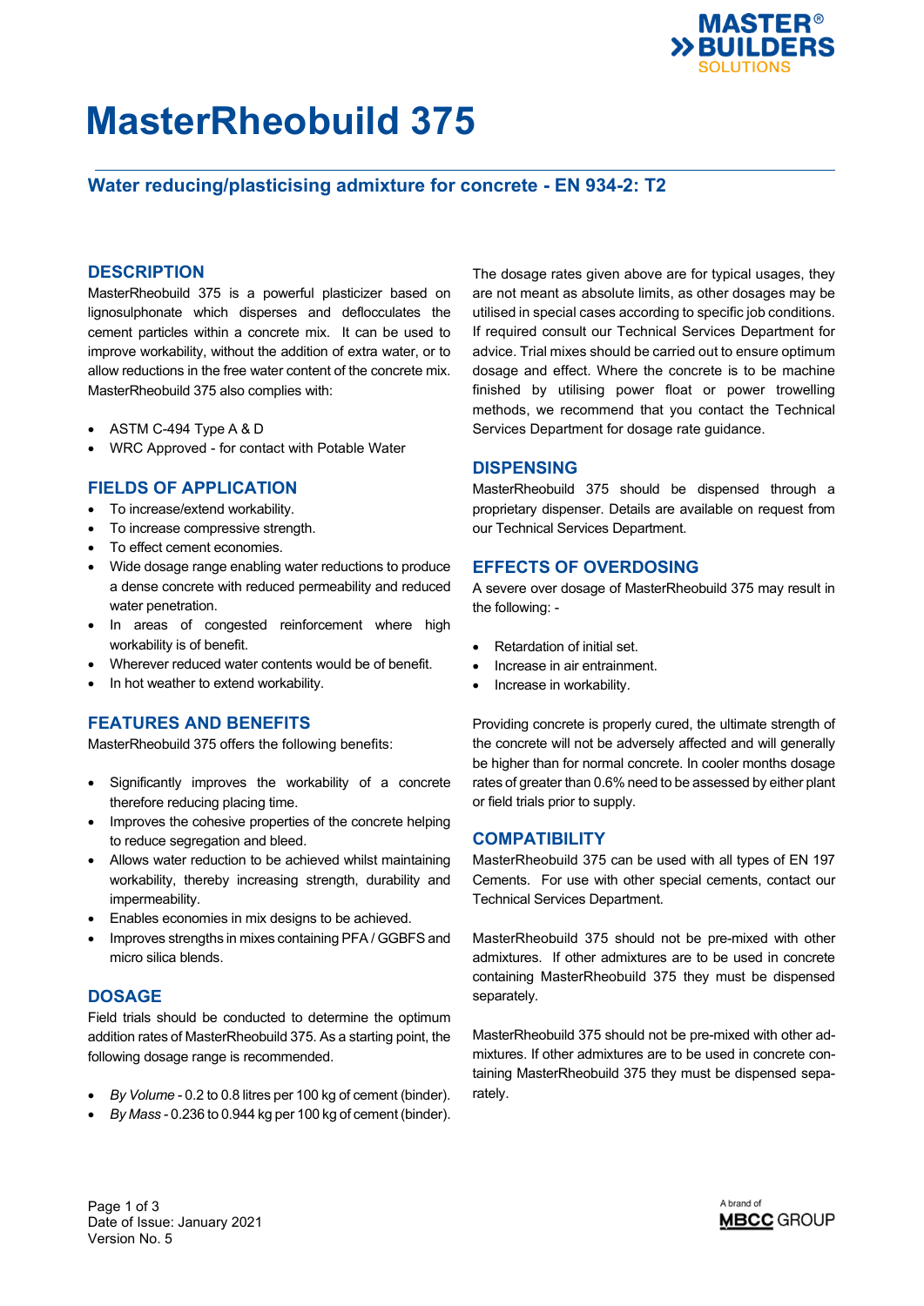# MasterRheobuild 375

## Water reducing/plasticising admixture for concrete - EN 934-2: T2

## DESCRIPTION

MasterRheobuild 375 is a powerful plasticizer based on lignosulphonate which disperses and deflocculates the cement particles within a concrete mix. It can be used to improve workability, without the addition of extra water, or to allow reductions in the free water content of the concrete mix. MasterRheobuild 375 also complies with:

- ASTM C-494 Type A & D
- WRC Approved - for contact with Potable Water

## FIELDS OF APPLICATION

- To increase/extend workability.
- To increase compressive strength.
- To effect cement economies.
- Wide dosage range enabling water reductions to produce a dense concrete with reduced permeability and reduced water penetration.
- In areas of congested reinforcement where high workability is of benefit.
- Wherever reduced water contents would be of benefit.
- In hot weather to extend workability.

## FEATURES AND BENEFITS

MasterRheobuild 375 offers the following benefits:

- Significantly improves the workability of a concrete therefore reducing placing time.
- Improves the cohesive properties of the concrete helping to reduce segregation and bleed.
- Allows water reduction to be achieved whilst maintaining workability, thereby increasing strength, durability and impermeability.
- Enables economies in mix designs to be achieved.
- Improves strengths in mixes containing PFA / GGBFS and micro silica blends.

## DOSAGE

Field trials should be conducted to determine the optimum addition rates of MasterRheobuild 375. As a starting point, the following dosage range is recommended.

- *By Volume* - 0.2 to 0.8 litres per 100 kg of cement (binder).
- *By Mass* - 0.236 to 0.944 kg per 100 kg of cement (binder).

The dosage rates given above are for typical usages, they are not meant as absolute limits, as other dosages may be utilised in special cases according to specific job conditions. If required consult our Technical Services Department for advice. Trial mixes should be carried out to ensure optimum dosage and effect. Where the concrete is to be machine finished by utilising power float or power trowelling methods, we recommend that you contact the Technical Services Department for dosage rate guidance.

## DISPENSING

MasterRheobuild 375 should be dispensed through a proprietary dispenser. Details are available on request from our Technical Services Department.

## EFFECTS OF OVERDOSING

A severe over dosage of MasterRheobuild 375 may result in the following: -

- Retardation of initial set.
- Increase in air entrainment.
- Increase in workability.

Providing concrete is properly cured, the ultimate strength of the concrete will not be adversely affected and will generally be higher than for normal concrete. In cooler months dosage rates of greater than 0.6% need to be assessed by either plant or field trials prior to supply.

## COMPATIBILITY

MasterRheobuild 375 can be used with all types of EN 197 Cements. For use with other special cements, contact our Technical Services Department.

MasterRheobuild 375 should not be pre-mixed with other admixtures. If other admixtures are to be used in concrete containing MasterRheobuild 375 they must be dispensed separately.

MasterRheobuild 375 should not be pre-mixed with other admixtures. If other admixtures are to be used in concrete containing MasterRheobuild 375 they must be dispensed separately.

Date of Issue: January 2021
Version No. 5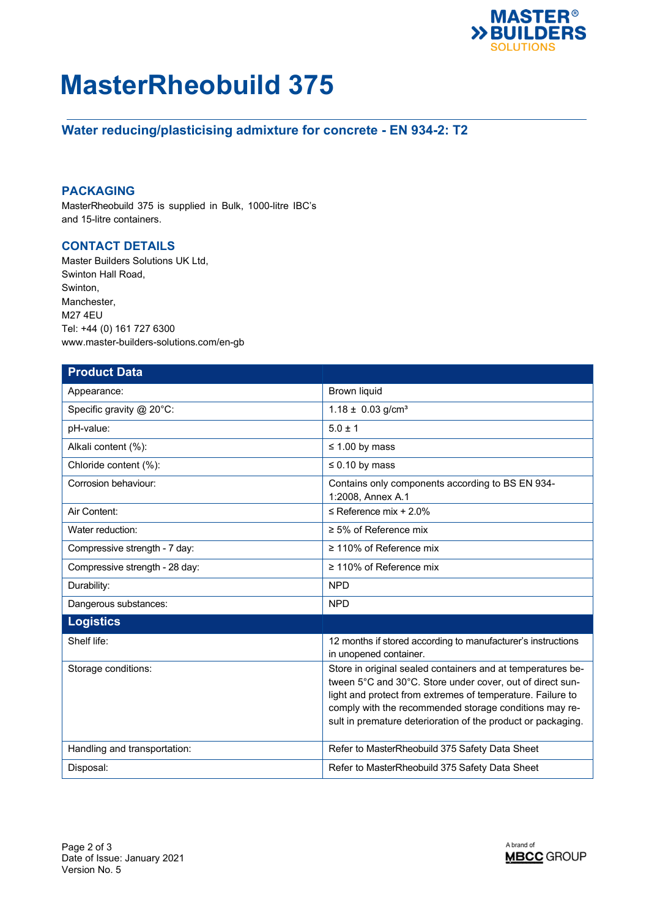# MasterRheobuild 375

## Water reducing/plasticising admixture for concrete - EN 934-2: T2

## PACKAGING

MasterRheobuild 375 is supplied in Bulk, 1000-litre IBC's and 15-litre containers.

## CONTACT DETAILS

Master Builders Solutions UK Ltd,
Swinton Hall Road,
Swinton,
Manchester,
M27 4EU
Tel: +44 (0) 161 727 6300
www.master-builders-solutions.com/en-gb

| Product Data | |
|---|---|
| Appearance: | Brown liquid |
| Specific gravity @ 20°C: | 1.18 ± 0.03 g/cm³ |
| pH-value: | 5.0 ± 1 |
| Alkali content (%): | ≤ 1.00 by mass |
| Chloride content (%): | ≤ 0.10 by mass |
| Corrosion behaviour: | Contains only components according to BS EN 934-1:2008, Annex A.1 |
| Air Content: | ≤ Reference mix + 2.0% |
| Water reduction: | ≥ 5% of Reference mix |
| Compressive strength - 7 day: | ≥ 110% of Reference mix |
| Compressive strength - 28 day: | ≥ 110% of Reference mix |
| Durability: | NPD |
| Dangerous substances: | NPD |
| **Logistics** | |
| Shelf life: | 12 months if stored according to manufacturer's instructions in unopened container. |
| Storage conditions: | Store in original sealed containers and at temperatures between 5°C and 30°C. Store under cover, out of direct sunlight and protect from extremes of temperature. Failure to comply with the recommended storage conditions may result in premature deterioration of the product or packaging. |
| Handling and transportation: | Refer to MasterRheobuild 375 Safety Data Sheet |
| Disposal: | Refer to MasterRheobuild 375 Safety Data Sheet |

Date of Issue: January 2021
Version No. 5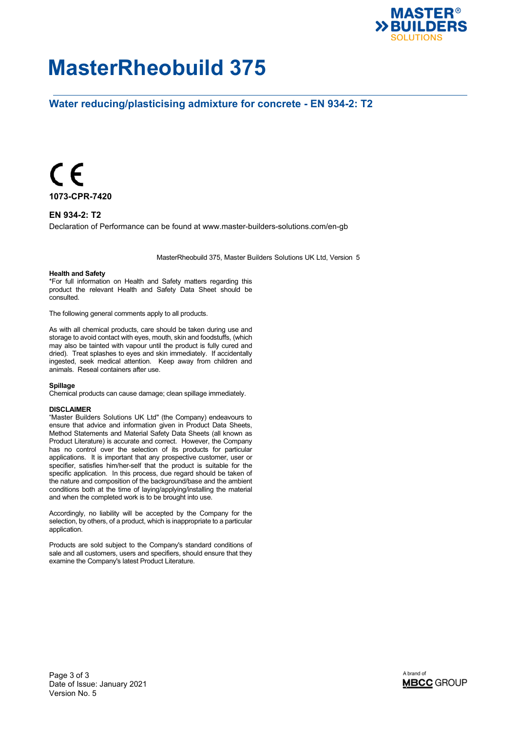# MasterRheobuild 375

## Water reducing/plasticising admixture for concrete - EN 934-2: T2

CE

**1073-CPR-7420**

**EN 934-2: T2**

Declaration of Performance can be found at www.master-builders-solutions.com/en-gb

MasterRheobuild 375, Master Builders Solutions UK Ltd, Version 5

**Health and Safety**

*For full information on Health and Safety matters regarding this product the relevant Health and Safety Data Sheet should be consulted.

The following general comments apply to all products.

As with all chemical products, care should be taken during use and storage to avoid contact with eyes, mouth, skin and foodstuffs, (which may also be tainted with vapour until the product is fully cured and dried). Treat splashes to eyes and skin immediately. If accidentally ingested, seek medical attention. Keep away from children and animals. Reseal containers after use.

**Spillage**

Chemical products can cause damage; clean spillage immediately.

**DISCLAIMER**

"Master Builders Solutions UK Ltd" (the Company) endeavours to ensure that advice and information given in Product Data Sheets, Method Statements and Material Safety Data Sheets (all known as Product Literature) is accurate and correct. However, the Company has no control over the selection of its products for particular applications. It is important that any prospective customer, user or specifier, satisfies him/her-self that the product is suitable for the specific application. In this process, due regard should be taken of the nature and composition of the background/base and the ambient conditions both at the time of laying/applying/installing the material and when the completed work is to be brought into use.

Accordingly, no liability will be accepted by the Company for the selection, by others, of a product, which is inappropriate to a particular application.

Products are sold subject to the Company's standard conditions of sale and all customers, users and specifiers, should ensure that they examine the Company's latest Product Literature.

Date of Issue: January 2021
Version No. 5